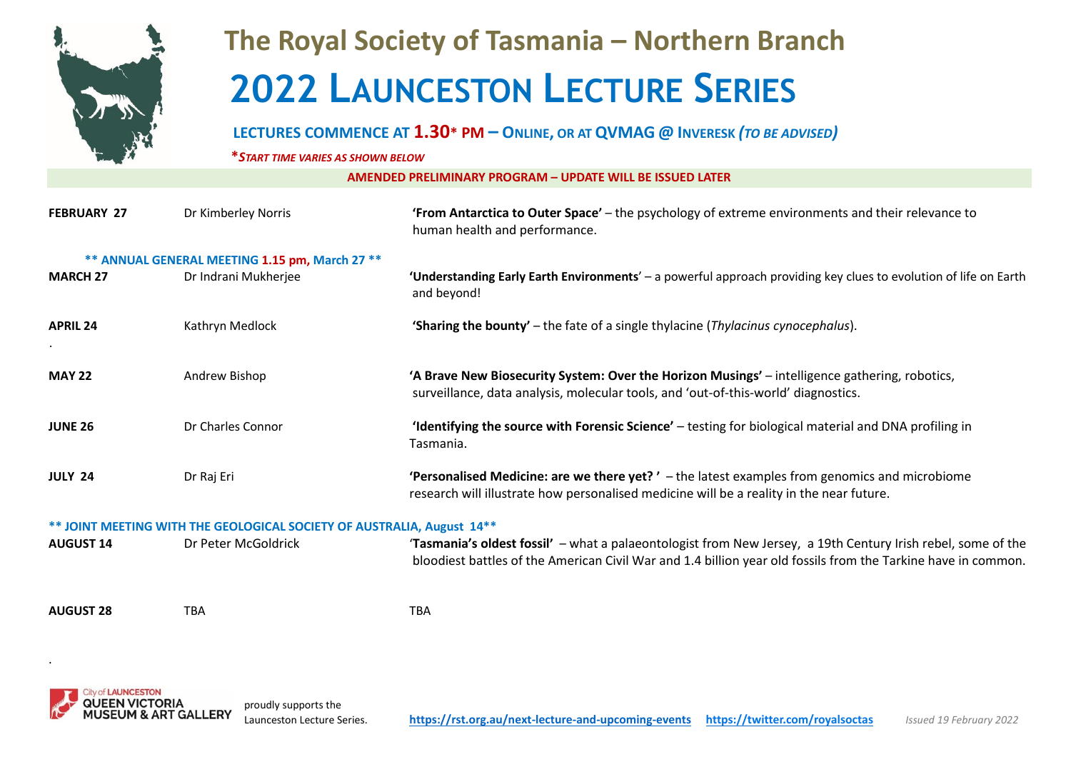# The Royal Society of Tasmania – Northern Branch

# 2022 LAUNCESTON LECTURE SERIES

**LECTURES COMMENCE AT 1.30* PM – ONLINE, OR AT QVMAG @ INVERESK *(TO BE ADVISED)***

***START TIME VARIES AS SHOWN BELOW***

**AMENDED PRELIMINARY PROGRAM – UPDATE WILL BE ISSUED LATER**

| Date | Speaker | Lecture |
|---|---|---|
| **FEBRUARY 27** | Dr Kimberley Norris | **'From Antarctica to Outer Space'** – the psychology of extreme environments and their relevance to human health and performance. |
| **\*\* ANNUAL GENERAL MEETING 1.15 pm, March 27 \*\*** | | |
| **MARCH 27** | Dr Indrani Mukherjee | **'Understanding Early Earth Environments'** – a powerful approach providing key clues to evolution of life on Earth and beyond! |
| **APRIL 24** | Kathryn Medlock | **'Sharing the bounty'** – the fate of a single thylacine (*Thylacinus cynocephalus*). |
| **MAY 22** | Andrew Bishop | **'A Brave New Biosecurity System: Over the Horizon Musings'** – intelligence gathering, robotics, surveillance, data analysis, molecular tools, and 'out-of-this-world' diagnostics. |
| **JUNE 26** | Dr Charles Connor | **'Identifying the source with Forensic Science'** – testing for biological material and DNA profiling in Tasmania. |
| **JULY 24** | Dr Raj Eri | **'Personalised Medicine: are we there yet? '** – the latest examples from genomics and microbiome research will illustrate how personalised medicine will be a reality in the near future. |
| **\*\* JOINT MEETING WITH THE GEOLOGICAL SOCIETY OF AUSTRALIA, August 14\*\*** | | |
| **AUGUST 14** | Dr Peter McGoldrick | **'Tasmania's oldest fossil'** – what a palaeontologist from New Jersey, a 19th Century Irish rebel, some of the bloodiest battles of the American Civil War and 1.4 billion year old fossils from the Tarkine have in common. |
| **AUGUST 28** | TBA | TBA |

City of LAUNCESTON QUEEN VICTORIA MUSEUM & ART GALLERY proudly supports the Launceston Lecture Series.

https://rst.org.au/next-lecture-and-upcoming-events https://twitter.com/royalsoctas

*Issued 19 February 2022*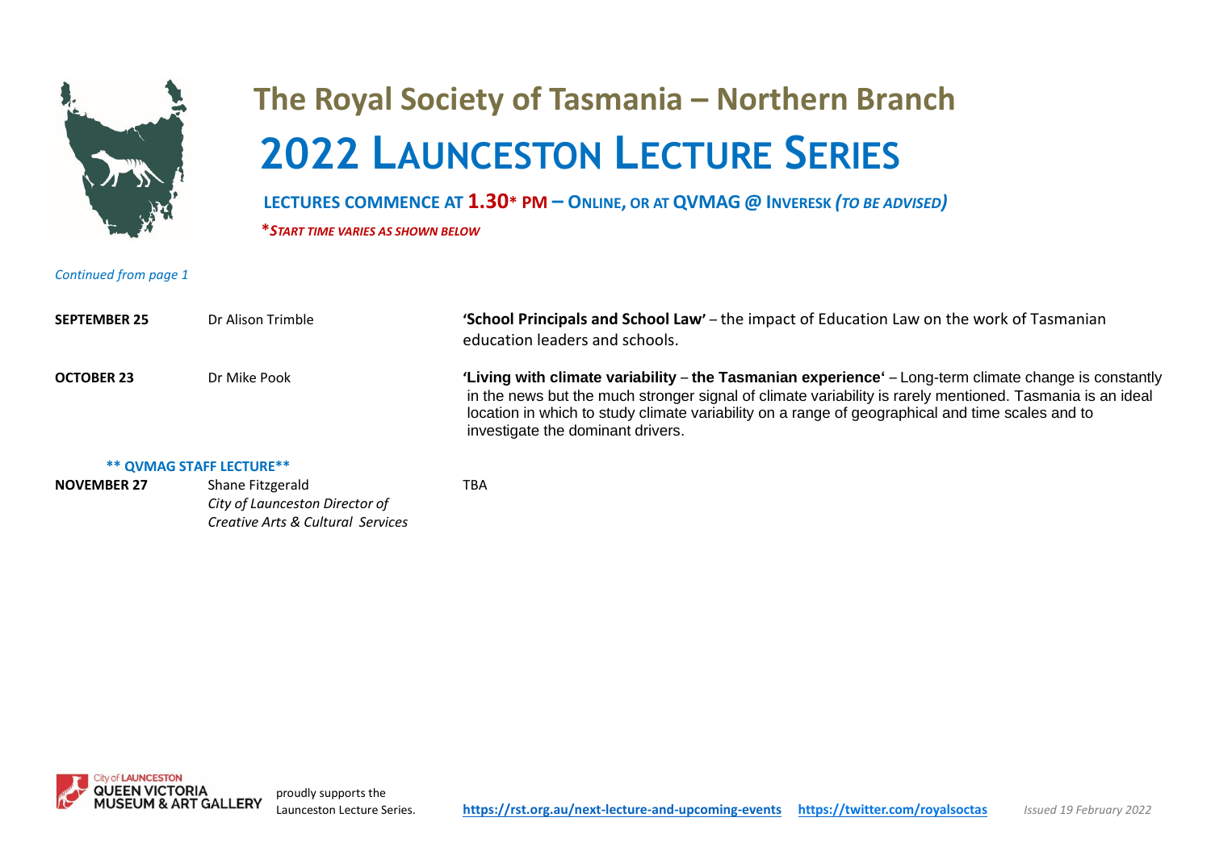# The Royal Society of Tasmania – Northern Branch

# 2022 LAUNCESTON LECTURE SERIES

**LECTURES COMMENCE AT 1.30* PM – ONLINE, OR AT QVMAG @ INVERESK *(TO BE ADVISED)***

***START TIME VARIES AS SHOWN BELOW***

*Continued from page 1*

| | | |
|---|---|---|
| **SEPTEMBER 25** | Dr Alison Trimble | **'School Principals and School Law'** – the impact of Education Law on the work of Tasmanian education leaders and schools. |
| **OCTOBER 23** | Dr Mike Pook | **'Living with climate variability – the Tasmanian experience'** – Long-term climate change is constantly in the news but the much stronger signal of climate variability is rarely mentioned. Tasmania is an ideal location in which to study climate variability on a range of geographical and time scales and to investigate the dominant drivers. |
| **NOVEMBER 27** (** QVMAG STAFF LECTURE**) | Shane Fitzgerald *City of Launceston Director of Creative Arts & Cultural Services* | TBA |

City of LAUNCESTON QUEEN VICTORIA MUSEUM & ART GALLERY proudly supports the Launceston Lecture Series.

https://rst.org.au/next-lecture-and-upcoming-events https://twitter.com/royalsoctas

*Issued 19 February 2022*